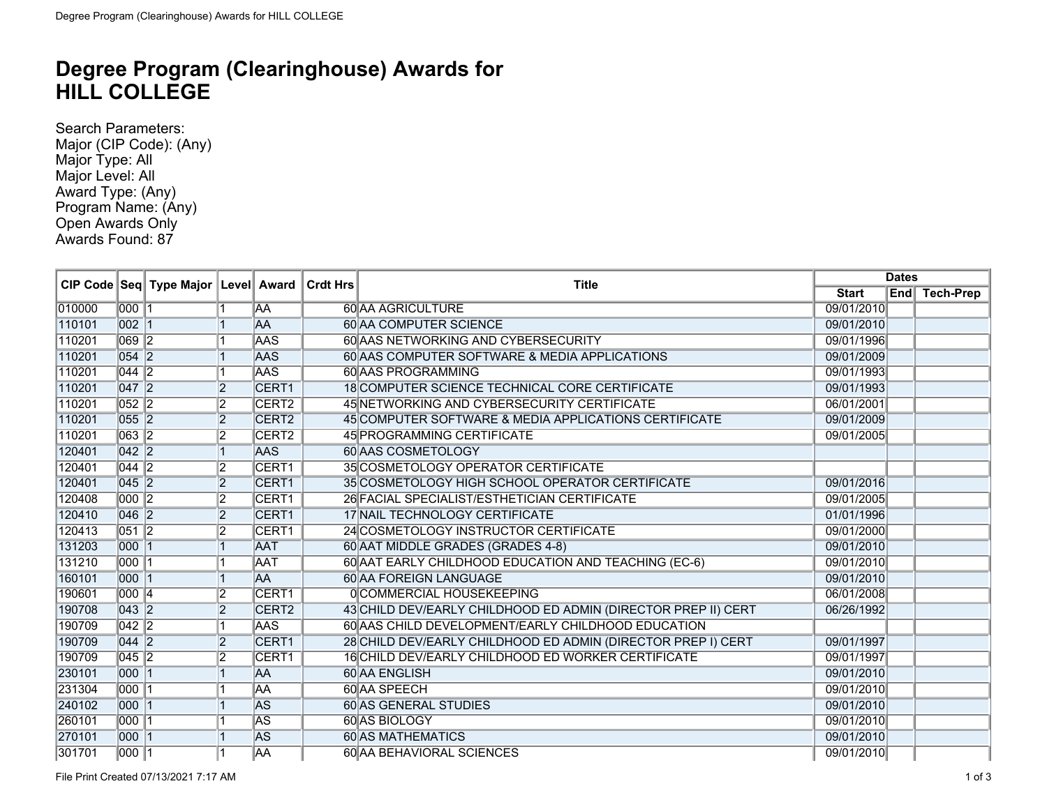# Degree Program (Clearinghouse) Awards for HILL COLLEGE

Search Parameters:
Major (CIP Code): (Any)
Major Type: All
Major Level: All
Award Type: (Any)
Program Name: (Any)
Open Awards Only
Awards Found: 87

| CIP Code | Seq | Type Major | Level | Award | Crdt Hrs | Title | Dates | | |
|---|---|---|---|---|---|---|---|---|---|
| | | | | | | | Start | End | Tech-Prep |
| 010000 | 000 | 1 | 1 | AA | 60 | AA AGRICULTURE | 09/01/2010 | | |
| 110101 | 002 | 1 | 1 | AA | 60 | AA COMPUTER SCIENCE | 09/01/2010 | | |
| 110201 | 069 | 2 | 1 | AAS | 60 | AAS NETWORKING AND CYBERSECURITY | 09/01/1996 | | |
| 110201 | 054 | 2 | 1 | AAS | 60 | AAS COMPUTER SOFTWARE & MEDIA APPLICATIONS | 09/01/2009 | | |
| 110201 | 044 | 2 | 1 | AAS | 60 | AAS PROGRAMMING | 09/01/1993 | | |
| 110201 | 047 | 2 | 2 | CERT1 | 18 | COMPUTER SCIENCE TECHNICAL CORE CERTIFICATE | 09/01/1993 | | |
| 110201 | 052 | 2 | 2 | CERT2 | 45 | NETWORKING AND CYBERSECURITY CERTIFICATE | 06/01/2001 | | |
| 110201 | 055 | 2 | 2 | CERT2 | 45 | COMPUTER SOFTWARE & MEDIA APPLICATIONS CERTIFICATE | 09/01/2009 | | |
| 110201 | 063 | 2 | 2 | CERT2 | 45 | PROGRAMMING CERTIFICATE | 09/01/2005 | | |
| 120401 | 042 | 2 | 1 | AAS | 60 | AAS COSMETOLOGY | | | |
| 120401 | 044 | 2 | 2 | CERT1 | 35 | COSMETOLOGY OPERATOR CERTIFICATE | | | |
| 120401 | 045 | 2 | 2 | CERT1 | 35 | COSMETOLOGY HIGH SCHOOL OPERATOR CERTIFICATE | 09/01/2016 | | |
| 120408 | 000 | 2 | 2 | CERT1 | 26 | FACIAL SPECIALIST/ESTHETICIAN CERTIFICATE | 09/01/2005 | | |
| 120410 | 046 | 2 | 2 | CERT1 | 17 | NAIL TECHNOLOGY CERTIFICATE | 01/01/1996 | | |
| 120413 | 051 | 2 | 2 | CERT1 | 24 | COSMETOLOGY INSTRUCTOR CERTIFICATE | 09/01/2000 | | |
| 131203 | 000 | 1 | 1 | AAT | 60 | AAT MIDDLE GRADES (GRADES 4-8) | 09/01/2010 | | |
| 131210 | 000 | 1 | 1 | AAT | 60 | AAT EARLY CHILDHOOD EDUCATION AND TEACHING (EC-6) | 09/01/2010 | | |
| 160101 | 000 | 1 | 1 | AA | 60 | AA FOREIGN LANGUAGE | 09/01/2010 | | |
| 190601 | 000 | 4 | 2 | CERT1 | 0 | COMMERCIAL HOUSEKEEPING | 06/01/2008 | | |
| 190708 | 043 | 2 | 2 | CERT2 | 43 | CHILD DEV/EARLY CHILDHOOD ED ADMIN (DIRECTOR PREP II) CERT | 06/26/1992 | | |
| 190709 | 042 | 2 | 1 | AAS | 60 | AAS CHILD DEVELOPMENT/EARLY CHILDHOOD EDUCATION | | | |
| 190709 | 044 | 2 | 2 | CERT1 | 28 | CHILD DEV/EARLY CHILDHOOD ED ADMIN (DIRECTOR PREP I) CERT | 09/01/1997 | | |
| 190709 | 045 | 2 | 2 | CERT1 | 16 | CHILD DEV/EARLY CHILDHOOD ED WORKER CERTIFICATE | 09/01/1997 | | |
| 230101 | 000 | 1 | 1 | AA | 60 | AA ENGLISH | 09/01/2010 | | |
| 231304 | 000 | 1 | 1 | AA | 60 | AA SPEECH | 09/01/2010 | | |
| 240102 | 000 | 1 | 1 | AS | 60 | AS GENERAL STUDIES | 09/01/2010 | | |
| 260101 | 000 | 1 | 1 | AS | 60 | AS BIOLOGY | 09/01/2010 | | |
| 270101 | 000 | 1 | 1 | AS | 60 | AS MATHEMATICS | 09/01/2010 | | |
| 301701 | 000 | 1 | 1 | AA | 60 | AA BEHAVIORAL SCIENCES | 09/01/2010 | | |

File Print Created 07/13/2021 7:17 AM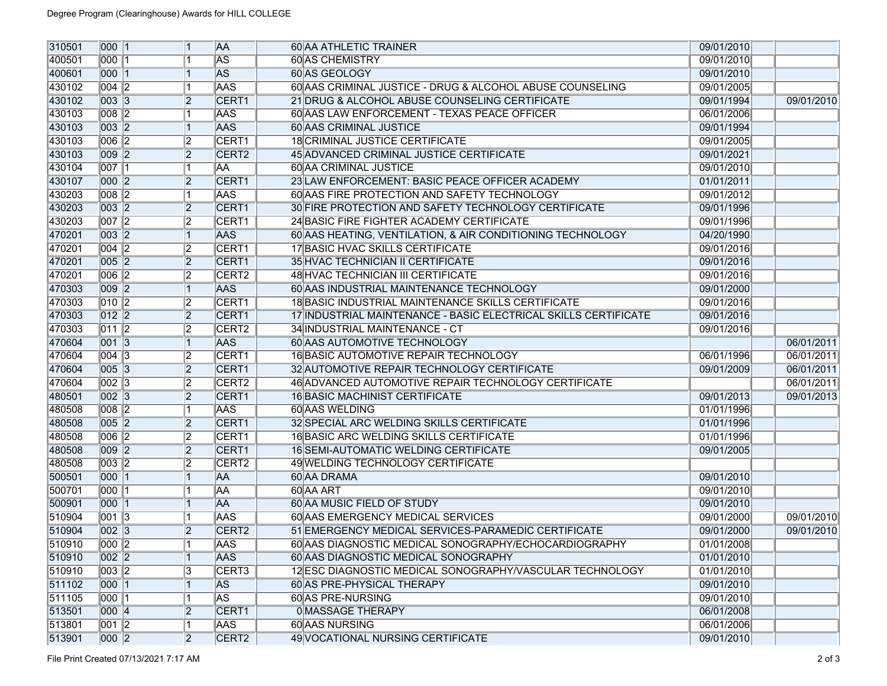Degree Program (Clearinghouse) Awards for HILL COLLEGE

| | | | | | | | | | |
|---|---|---|---|---|---|---|---|---|---|
| 310501 | 000 | 1 | 1 | AA | 60 | AA ATHLETIC TRAINER | 09/01/2010 | | |
| 400501 | 000 | 1 | 1 | AS | 60 | AS CHEMISTRY | 09/01/2010 | | |
| 400601 | 000 | 1 | 1 | AS | 60 | AS GEOLOGY | 09/01/2010 | | |
| 430102 | 004 | 2 | 1 | AAS | 60 | AAS CRIMINAL JUSTICE - DRUG & ALCOHOL ABUSE COUNSELING | 09/01/2005 | | |
| 430102 | 003 | 3 | 2 | CERT1 | 21 | DRUG & ALCOHOL ABUSE COUNSELING CERTIFICATE | 09/01/1994 | | 09/01/2010 |
| 430103 | 008 | 2 | 1 | AAS | 60 | AAS LAW ENFORCEMENT - TEXAS PEACE OFFICER | 06/01/2006 | | |
| 430103 | 003 | 2 | 1 | AAS | 60 | AAS CRIMINAL JUSTICE | 09/01/1994 | | |
| 430103 | 006 | 2 | 2 | CERT1 | 18 | CRIMINAL JUSTICE CERTIFICATE | 09/01/2005 | | |
| 430103 | 009 | 2 | 2 | CERT2 | 45 | ADVANCED CRIMINAL JUSTICE CERTIFICATE | 09/01/2021 | | |
| 430104 | 007 | 1 | 1 | AA | 60 | AA CRIMINAL JUSTICE | 09/01/2010 | | |
| 430107 | 000 | 2 | 2 | CERT1 | 23 | LAW ENFORCEMENT: BASIC PEACE OFFICER ACADEMY | 01/01/2011 | | |
| 430203 | 008 | 2 | 1 | AAS | 60 | AAS FIRE PROTECTION AND SAFETY TECHNOLOGY | 09/01/2012 | | |
| 430203 | 003 | 2 | 2 | CERT1 | 30 | FIRE PROTECTION AND SAFETY TECHNOLOGY CERTIFICATE | 09/01/1996 | | |
| 430203 | 007 | 2 | 2 | CERT1 | 24 | BASIC FIRE FIGHTER ACADEMY CERTIFICATE | 09/01/1996 | | |
| 470201 | 003 | 2 | 1 | AAS | 60 | AAS HEATING, VENTILATION, & AIR CONDITIONING TECHNOLOGY | 04/20/1990 | | |
| 470201 | 004 | 2 | 2 | CERT1 | 17 | BASIC HVAC SKILLS CERTIFICATE | 09/01/2016 | | |
| 470201 | 005 | 2 | 2 | CERT1 | 35 | HVAC TECHNICIAN II CERTIFICATE | 09/01/2016 | | |
| 470201 | 006 | 2 | 2 | CERT2 | 48 | HVAC TECHNICIAN III CERTIFICATE | 09/01/2016 | | |
| 470303 | 009 | 2 | 1 | AAS | 60 | AAS INDUSTRIAL MAINTENANCE TECHNOLOGY | 09/01/2000 | | |
| 470303 | 010 | 2 | 2 | CERT1 | 18 | BASIC INDUSTRIAL MAINTENANCE SKILLS CERTIFICATE | 09/01/2016 | | |
| 470303 | 012 | 2 | 2 | CERT1 | 17 | INDUSTRIAL MAINTENANCE - BASIC ELECTRICAL SKILLS CERTIFICATE | 09/01/2016 | | |
| 470303 | 011 | 2 | 2 | CERT2 | 34 | INDUSTRIAL MAINTENANCE - CT | 09/01/2016 | | |
| 470604 | 001 | 3 | 1 | AAS | 60 | AAS AUTOMOTIVE TECHNOLOGY | | | 06/01/2011 |
| 470604 | 004 | 3 | 2 | CERT1 | 16 | BASIC AUTOMOTIVE REPAIR TECHNOLOGY | 06/01/1996 | | 06/01/2011 |
| 470604 | 005 | 3 | 2 | CERT1 | 32 | AUTOMOTIVE REPAIR TECHNOLOGY CERTIFICATE | 09/01/2009 | | 06/01/2011 |
| 470604 | 002 | 3 | 2 | CERT2 | 46 | ADVANCED AUTOMOTIVE REPAIR TECHNOLOGY CERTIFICATE | | | 06/01/2011 |
| 480501 | 002 | 3 | 2 | CERT1 | 16 | BASIC MACHINIST CERTIFICATE | 09/01/2013 | | 09/01/2013 |
| 480508 | 008 | 2 | 1 | AAS | 60 | AAS WELDING | 01/01/1996 | | |
| 480508 | 005 | 2 | 2 | CERT1 | 32 | SPECIAL ARC WELDING SKILLS CERTIFICATE | 01/01/1996 | | |
| 480508 | 006 | 2 | 2 | CERT1 | 16 | BASIC ARC WELDING SKILLS CERTIFICATE | 01/01/1996 | | |
| 480508 | 009 | 2 | 2 | CERT1 | 16 | SEMI-AUTOMATIC WELDING CERTIFICATE | 09/01/2005 | | |
| 480508 | 003 | 2 | 2 | CERT2 | 49 | WELDING TECHNOLOGY CERTIFICATE | | | |
| 500501 | 000 | 1 | 1 | AA | 60 | AA DRAMA | 09/01/2010 | | |
| 500701 | 000 | 1 | 1 | AA | 60 | AA ART | 09/01/2010 | | |
| 500901 | 000 | 1 | 1 | AA | 60 | AA MUSIC FIELD OF STUDY | 09/01/2010 | | |
| 510904 | 001 | 3 | 1 | AAS | 60 | AAS EMERGENCY MEDICAL SERVICES | 09/01/2000 | | 09/01/2010 |
| 510904 | 002 | 3 | 2 | CERT2 | 51 | EMERGENCY MEDICAL SERVICES-PARAMEDIC CERTIFICATE | 09/01/2000 | | 09/01/2010 |
| 510910 | 000 | 2 | 1 | AAS | 60 | AAS DIAGNOSTIC MEDICAL SONOGRAPHY/ECHOCARDIOGRAPHY | 01/01/2008 | | |
| 510910 | 002 | 2 | 1 | AAS | 60 | AAS DIAGNOSTIC MEDICAL SONOGRAPHY | 01/01/2010 | | |
| 510910 | 003 | 2 | 3 | CERT3 | 12 | ESC DIAGNOSTIC MEDICAL SONOGRAPHY/VASCULAR TECHNOLOGY | 01/01/2010 | | |
| 511102 | 000 | 1 | 1 | AS | 60 | AS PRE-PHYSICAL THERAPY | 09/01/2010 | | |
| 511105 | 000 | 1 | 1 | AS | 60 | AS PRE-NURSING | 09/01/2010 | | |
| 513501 | 000 | 4 | 2 | CERT1 | 0 | MASSAGE THERAPY | 06/01/2008 | | |
| 513801 | 001 | 2 | 1 | AAS | 60 | AAS NURSING | 06/01/2006 | | |
| 513901 | 000 | 2 | 2 | CERT2 | 49 | VOCATIONAL NURSING CERTIFICATE | 09/01/2010 | | |

File Print Created 07/13/2021 7:17 AM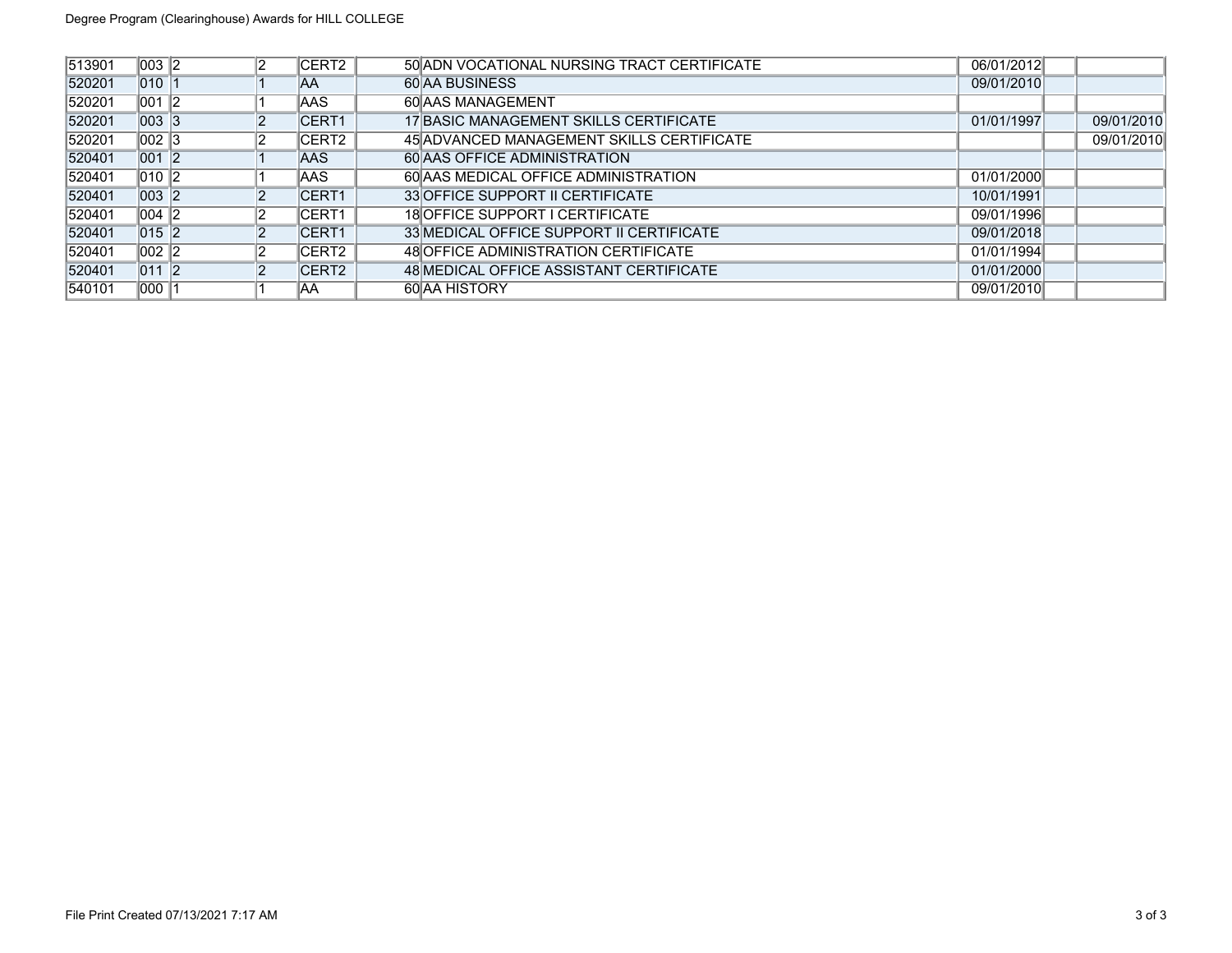| | | | | | | | | | |
|---|---|---|---|---|---|---|---|---|---|
| 513901 | 003 | 2 | 2 | CERT2 | 50 | ADN VOCATIONAL NURSING TRACT CERTIFICATE | 06/01/2012 | | |
| 520201 | 010 | 1 | 1 | AA | 60 | AA BUSINESS | 09/01/2010 | | |
| 520201 | 001 | 2 | 1 | AAS | 60 | AAS MANAGEMENT | | | |
| 520201 | 003 | 3 | 2 | CERT1 | 17 | BASIC MANAGEMENT SKILLS CERTIFICATE | 01/01/1997 | | 09/01/2010 |
| 520201 | 002 | 3 | 2 | CERT2 | 45 | ADVANCED MANAGEMENT SKILLS CERTIFICATE | | | 09/01/2010 |
| 520401 | 001 | 2 | 1 | AAS | 60 | AAS OFFICE ADMINISTRATION | | | |
| 520401 | 010 | 2 | 1 | AAS | 60 | AAS MEDICAL OFFICE ADMINISTRATION | 01/01/2000 | | |
| 520401 | 003 | 2 | 2 | CERT1 | 33 | OFFICE SUPPORT II CERTIFICATE | 10/01/1991 | | |
| 520401 | 004 | 2 | 2 | CERT1 | 18 | OFFICE SUPPORT I CERTIFICATE | 09/01/1996 | | |
| 520401 | 015 | 2 | 2 | CERT1 | 33 | MEDICAL OFFICE SUPPORT II CERTIFICATE | 09/01/2018 | | |
| 520401 | 002 | 2 | 2 | CERT2 | 48 | OFFICE ADMINISTRATION CERTIFICATE | 01/01/1994 | | |
| 520401 | 011 | 2 | 2 | CERT2 | 48 | MEDICAL OFFICE ASSISTANT CERTIFICATE | 01/01/2000 | | |
| 540101 | 000 | 1 | 1 | AA | 60 | AA HISTORY | 09/01/2010 | | |